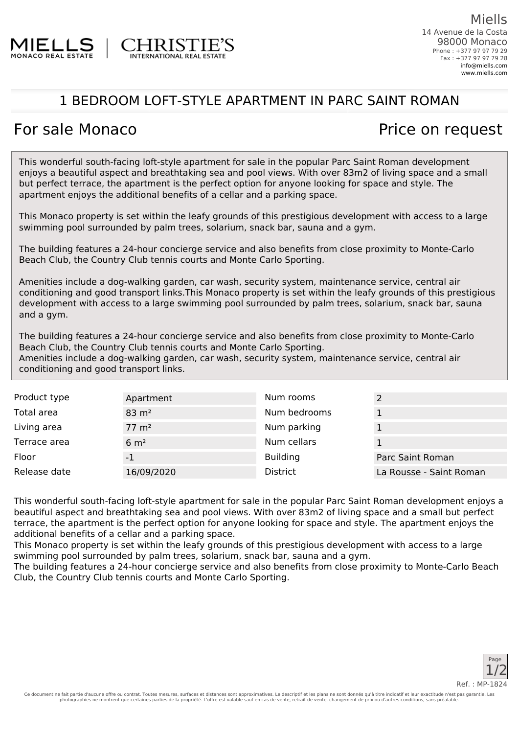Miells
14 Avenue de la Costa
98000 Monaco
Phone : +377 97 97 79 29
Fax : +377 97 97 79 28
info@miells.com
www.miells.com

# 1 BEDROOM LOFT-STYLE APARTMENT IN PARC SAINT ROMAN

## For sale Monaco

## Price on request

This wonderful south-facing loft-style apartment for sale in the popular Parc Saint Roman development enjoys a beautiful aspect and breathtaking sea and pool views. With over 83m2 of living space and a small but perfect terrace, the apartment is the perfect option for anyone looking for space and style. The apartment enjoys the additional benefits of a cellar and a parking space.

This Monaco property is set within the leafy grounds of this prestigious development with access to a large swimming pool surrounded by palm trees, solarium, snack bar, sauna and a gym.

The building features a 24-hour concierge service and also benefits from close proximity to Monte-Carlo Beach Club, the Country Club tennis courts and Monte Carlo Sporting.

Amenities include a dog-walking garden, car wash, security system, maintenance service, central air conditioning and good transport links.This Monaco property is set within the leafy grounds of this prestigious development with access to a large swimming pool surrounded by palm trees, solarium, snack bar, sauna and a gym.

The building features a 24-hour concierge service and also benefits from close proximity to Monte-Carlo Beach Club, the Country Club tennis courts and Monte Carlo Sporting.
Amenities include a dog-walking garden, car wash, security system, maintenance service, central air conditioning and good transport links.

| | | | |
|---|---|---|---|
| Product type | Apartment | Num rooms | 2 |
| Total area | 83 m² | Num bedrooms | 1 |
| Living area | 77 m² | Num parking | 1 |
| Terrace area | 6 m² | Num cellars | 1 |
| Floor | -1 | Building | Parc Saint Roman |
| Release date | 16/09/2020 | District | La Rousse - Saint Roman |

This wonderful south-facing loft-style apartment for sale in the popular Parc Saint Roman development enjoys a beautiful aspect and breathtaking sea and pool views. With over 83m2 of living space and a small but perfect terrace, the apartment is the perfect option for anyone looking for space and style. The apartment enjoys the additional benefits of a cellar and a parking space.
This Monaco property is set within the leafy grounds of this prestigious development with access to a large swimming pool surrounded by palm trees, solarium, snack bar, sauna and a gym.
The building features a 24-hour concierge service and also benefits from close proximity to Monte-Carlo Beach Club, the Country Club tennis courts and Monte Carlo Sporting.

Ref. : MP-1824

Ce document ne fait partie d'aucune offre ou contrat. Toutes mesures, surfaces et distances sont approximatives. Le descriptif et les plans ne sont donnés qu'à titre indicatif et leur exactitude n'est pas garantie. Les photographies ne montrent que certaines parties de la propriété. L'offre est valable sauf en cas de vente, retrait de vente, changement de prix ou d'autres conditions, sans préalable.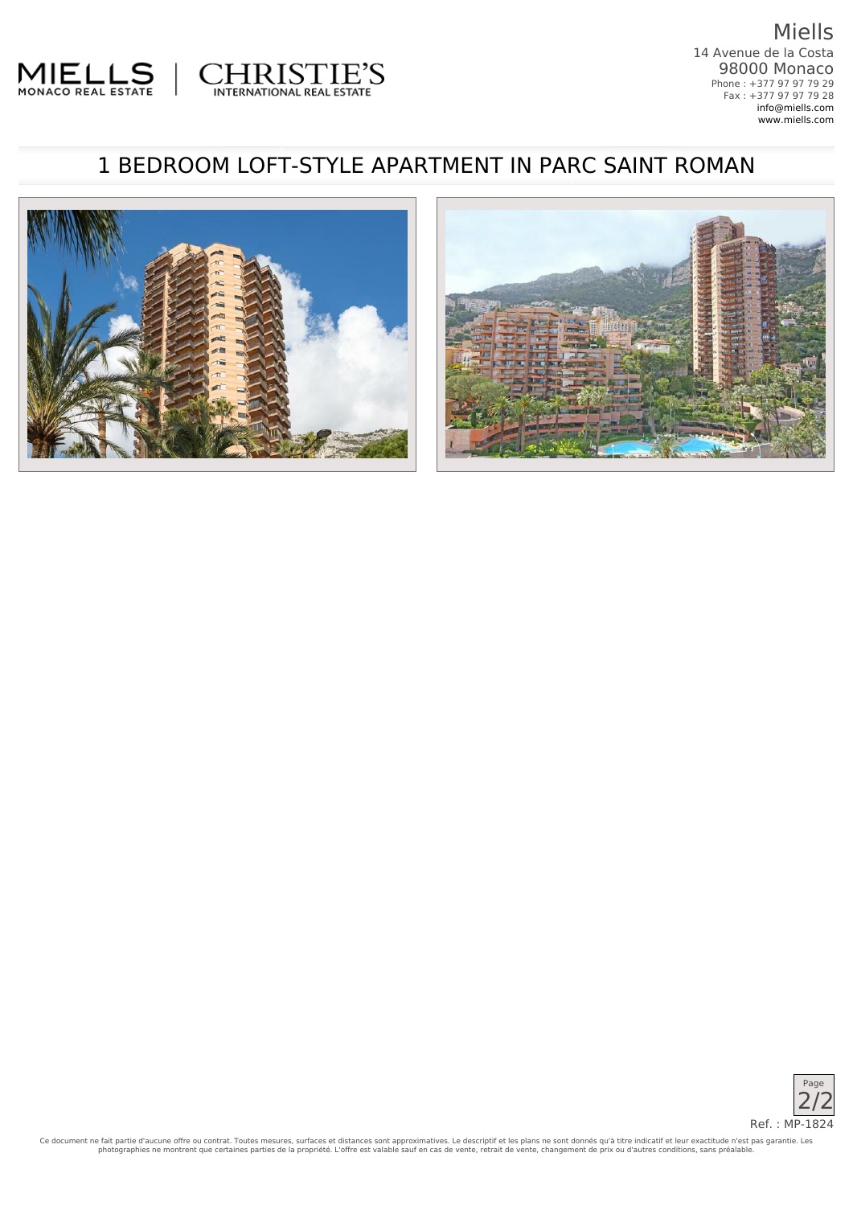# 1 BEDROOM LOFT-STYLE APARTMENT IN PARC SAINT ROMAN

Ref. : MP-1824

Ce document ne fait partie d'aucune offre ou contrat. Toutes mesures, surfaces et distances sont approximatives. Le descriptif et les plans ne sont donnés qu'à titre indicatif et leur exactitude n'est pas garantie. Les photographies ne montrent que certaines parties de la propriété. L'offre est valable sauf en cas de vente, retrait de vente, changement de prix ou d'autres conditions, sans préalable.